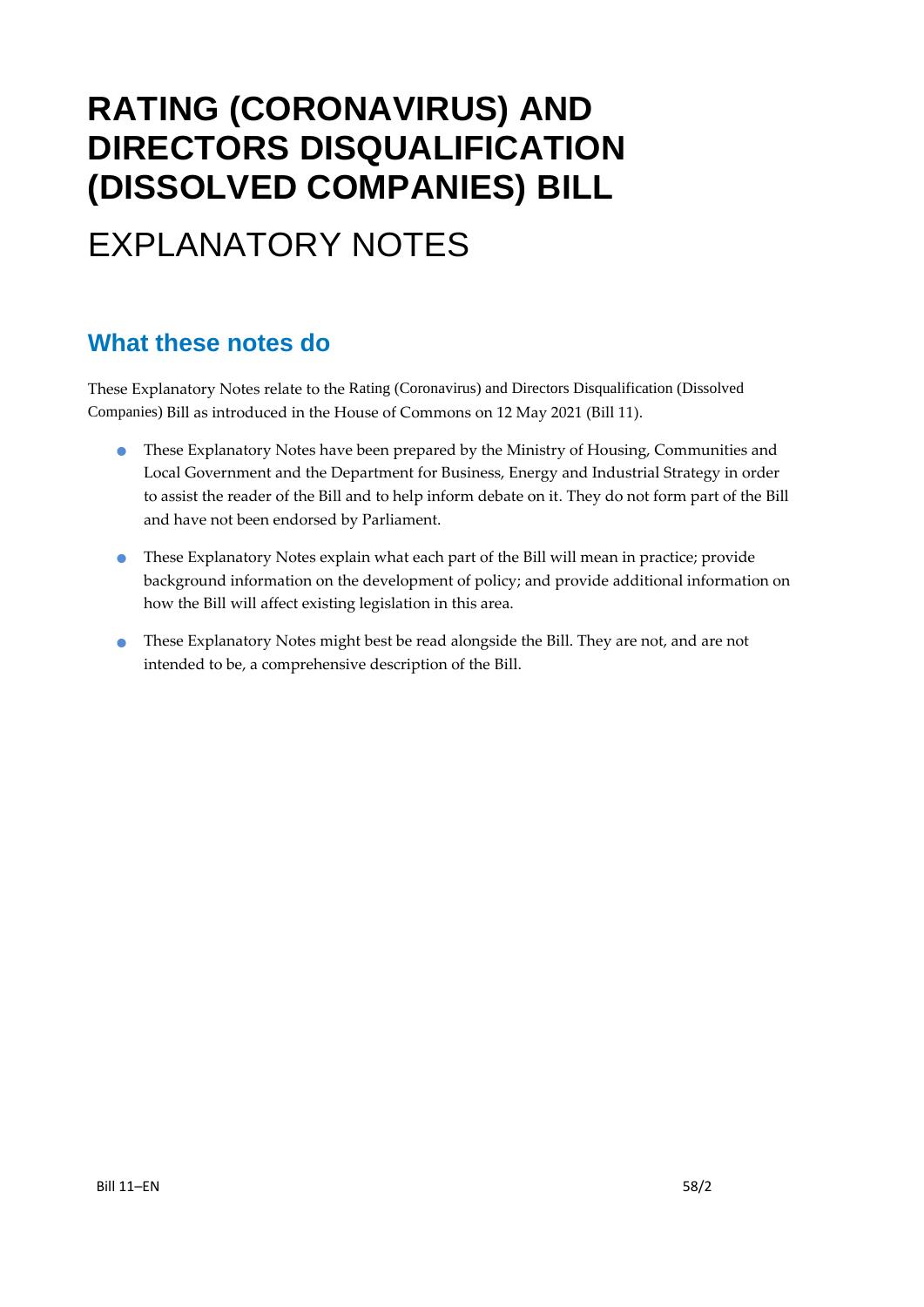# RATING (CORONAVIRUS) AND DIRECTORS DISQUALIFICATION (DISSOLVED COMPANIES) BILL

# EXPLANATORY NOTES

## What these notes do

These Explanatory Notes relate to the Rating (Coronavirus) and Directors Disqualification (Dissolved Companies) Bill as introduced in the House of Commons on 12 May 2021 (Bill 11).

- These Explanatory Notes have been prepared by the Ministry of Housing, Communities and Local Government and the Department for Business, Energy and Industrial Strategy in order to assist the reader of the Bill and to help inform debate on it. They do not form part of the Bill and have not been endorsed by Parliament.
- These Explanatory Notes explain what each part of the Bill will mean in practice; provide background information on the development of policy; and provide additional information on how the Bill will affect existing legislation in this area.
- These Explanatory Notes might best be read alongside the Bill. They are not, and are not intended to be, a comprehensive description of the Bill.

Bill 11–EN 58/2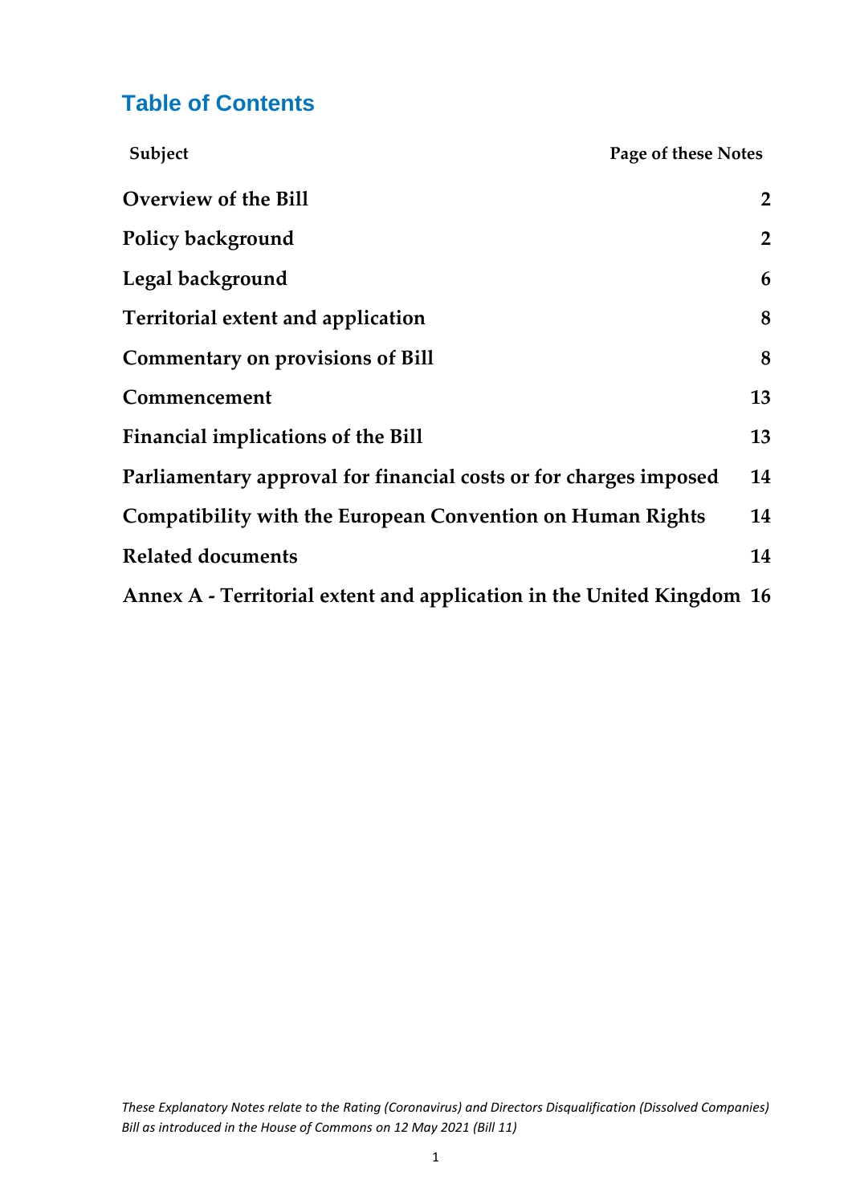# Table of Contents

| Subject | Page of these Notes |
|---|---|
| **Overview of the Bill** | **2** |
| **Policy background** | **2** |
| **Legal background** | **6** |
| **Territorial extent and application** | **8** |
| **Commentary on provisions of Bill** | **8** |
| **Commencement** | **13** |
| **Financial implications of the Bill** | **13** |
| **Parliamentary approval for financial costs or for charges imposed** | **14** |
| **Compatibility with the European Convention on Human Rights** | **14** |
| **Related documents** | **14** |
| **Annex A - Territorial extent and application in the United Kingdom** | **16** |

*These Explanatory Notes relate to the Rating (Coronavirus) and Directors Disqualification (Dissolved Companies) Bill as introduced in the House of Commons on 12 May 2021 (Bill 11)*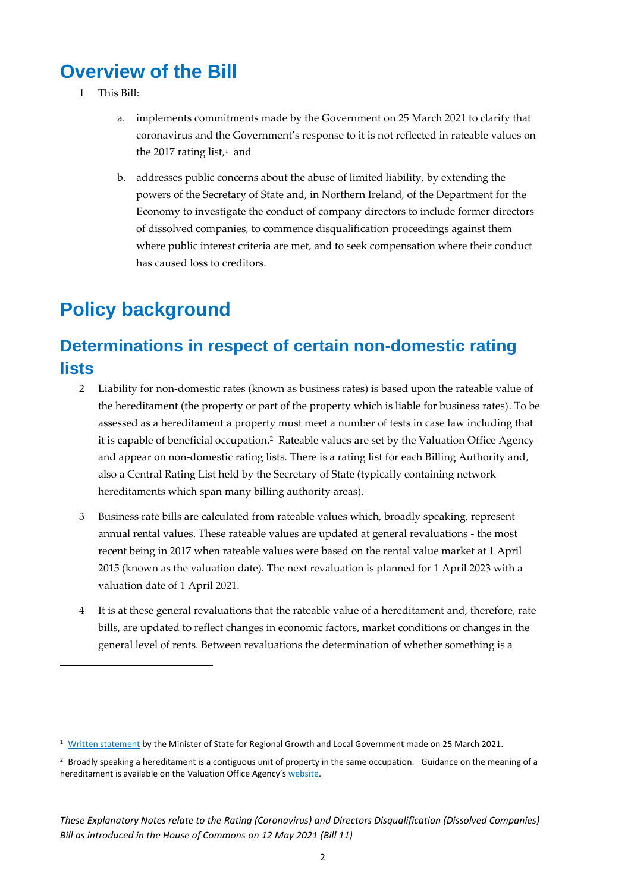# Overview of the Bill

1 This Bill:

a. implements commitments made by the Government on 25 March 2021 to clarify that coronavirus and the Government's response to it is not reflected in rateable values on the 2017 rating list,[1] and

b. addresses public concerns about the abuse of limited liability, by extending the powers of the Secretary of State and, in Northern Ireland, of the Department for the Economy to investigate the conduct of company directors to include former directors of dissolved companies, to commence disqualification proceedings against them where public interest criteria are met, and to seek compensation where their conduct has caused loss to creditors.

# Policy background

## Determinations in respect of certain non-domestic rating lists

2 Liability for non-domestic rates (known as business rates) is based upon the rateable value of the hereditament (the property or part of the property which is liable for business rates). To be assessed as a hereditament a property must meet a number of tests in case law including that it is capable of beneficial occupation.[2] Rateable values are set by the Valuation Office Agency and appear on non-domestic rating lists. There is a rating list for each Billing Authority and, also a Central Rating List held by the Secretary of State (typically containing network hereditaments which span many billing authority areas).

3 Business rate bills are calculated from rateable values which, broadly speaking, represent annual rental values. These rateable values are updated at general revaluations - the most recent being in 2017 when rateable values were based on the rental value market at 1 April 2015 (known as the valuation date). The next revaluation is planned for 1 April 2023 with a valuation date of 1 April 2021.

4 It is at these general revaluations that the rateable value of a hereditament and, therefore, rate bills, are updated to reflect changes in economic factors, market conditions or changes in the general level of rents. Between revaluations the determination of whether something is a

---

[1] Written statement by the Minister of State for Regional Growth and Local Government made on 25 March 2021.

[2] Broadly speaking a hereditament is a contiguous unit of property in the same occupation. Guidance on the meaning of a hereditament is available on the Valuation Office Agency's website.

*These Explanatory Notes relate to the Rating (Coronavirus) and Directors Disqualification (Dissolved Companies) Bill as introduced in the House of Commons on 12 May 2021 (Bill 11)*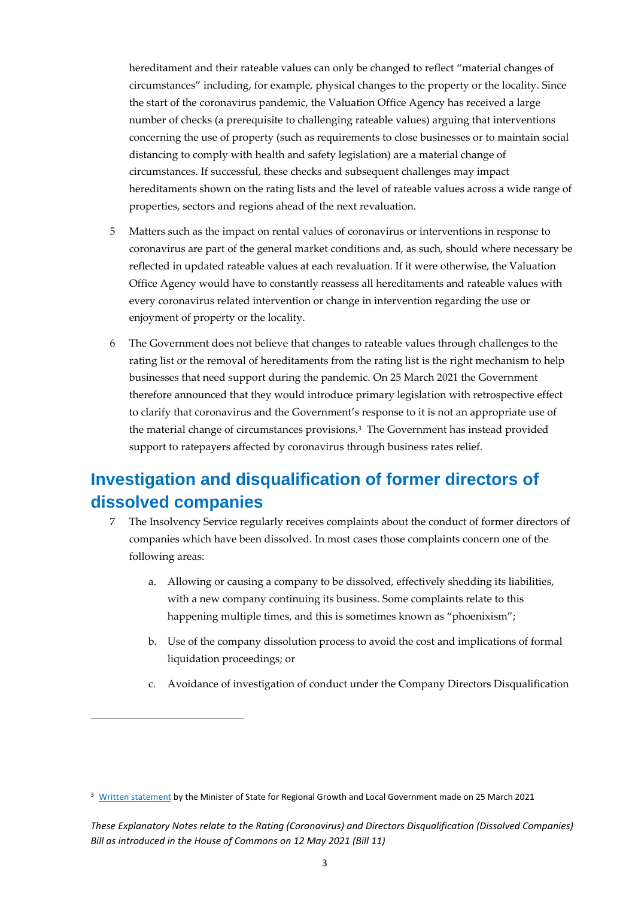hereditament and their rateable values can only be changed to reflect "material changes of circumstances" including, for example, physical changes to the property or the locality. Since the start of the coronavirus pandemic, the Valuation Office Agency has received a large number of checks (a prerequisite to challenging rateable values) arguing that interventions concerning the use of property (such as requirements to close businesses or to maintain social distancing to comply with health and safety legislation) are a material change of circumstances. If successful, these checks and subsequent challenges may impact hereditaments shown on the rating lists and the level of rateable values across a wide range of properties, sectors and regions ahead of the next revaluation.

5 Matters such as the impact on rental values of coronavirus or interventions in response to coronavirus are part of the general market conditions and, as such, should where necessary be reflected in updated rateable values at each revaluation. If it were otherwise, the Valuation Office Agency would have to constantly reassess all hereditaments and rateable values with every coronavirus related intervention or change in intervention regarding the use or enjoyment of property or the locality.

6 The Government does not believe that changes to rateable values through challenges to the rating list or the removal of hereditaments from the rating list is the right mechanism to help businesses that need support during the pandemic. On 25 March 2021 the Government therefore announced that they would introduce primary legislation with retrospective effect to clarify that coronavirus and the Government's response to it is not an appropriate use of the material change of circumstances provisions.[3] The Government has instead provided support to ratepayers affected by coronavirus through business rates relief.

## Investigation and disqualification of former directors of dissolved companies

7 The Insolvency Service regularly receives complaints about the conduct of former directors of companies which have been dissolved. In most cases those complaints concern one of the following areas:

a. Allowing or causing a company to be dissolved, effectively shedding its liabilities, with a new company continuing its business. Some complaints relate to this happening multiple times, and this is sometimes known as "phoenixism";

b. Use of the company dissolution process to avoid the cost and implications of formal liquidation proceedings; or

c. Avoidance of investigation of conduct under the Company Directors Disqualification

[3] Written statement by the Minister of State for Regional Growth and Local Government made on 25 March 2021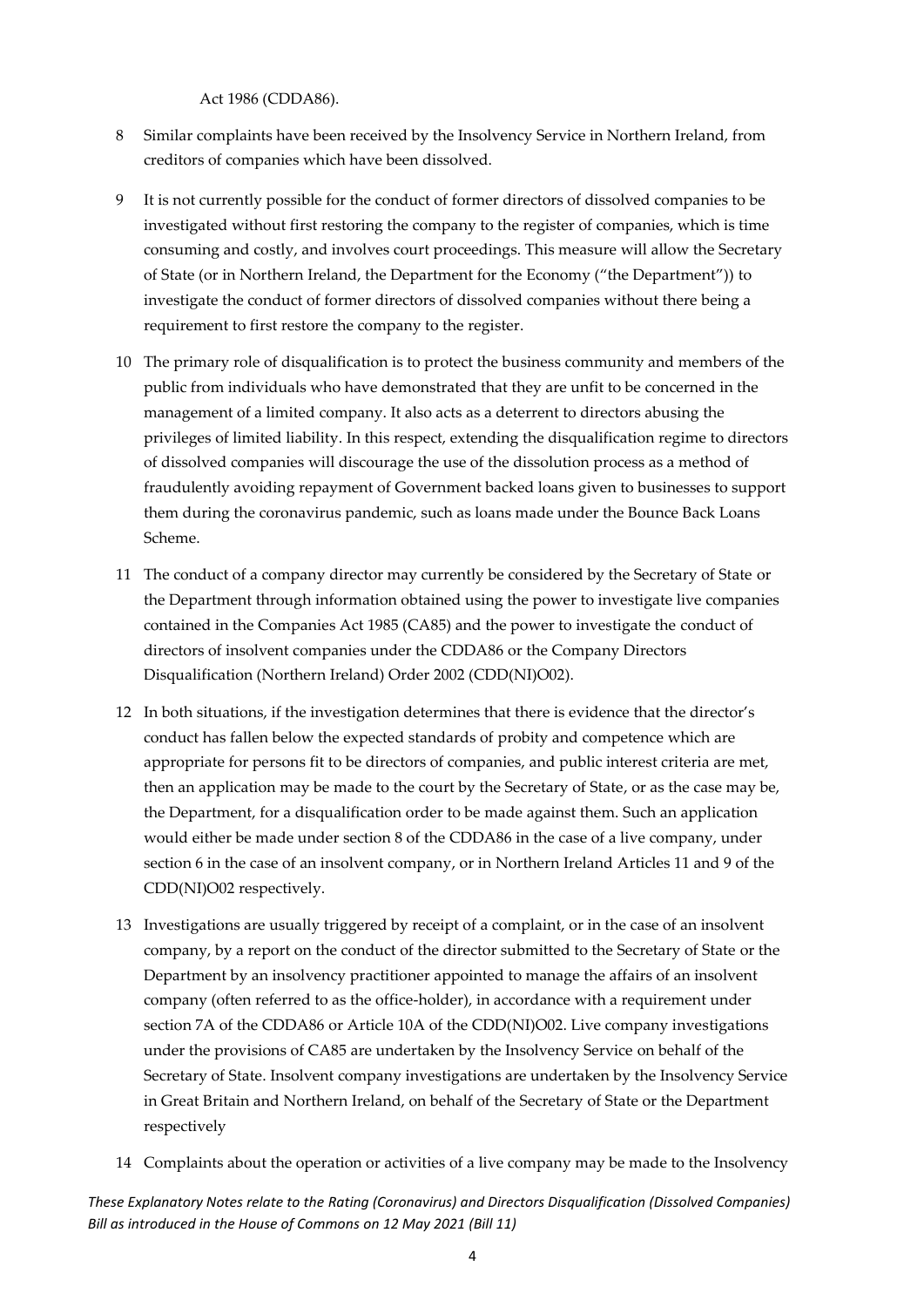Act 1986 (CDDA86).

8 Similar complaints have been received by the Insolvency Service in Northern Ireland, from creditors of companies which have been dissolved.

9 It is not currently possible for the conduct of former directors of dissolved companies to be investigated without first restoring the company to the register of companies, which is time consuming and costly, and involves court proceedings. This measure will allow the Secretary of State (or in Northern Ireland, the Department for the Economy ("the Department")) to investigate the conduct of former directors of dissolved companies without there being a requirement to first restore the company to the register.

10 The primary role of disqualification is to protect the business community and members of the public from individuals who have demonstrated that they are unfit to be concerned in the management of a limited company. It also acts as a deterrent to directors abusing the privileges of limited liability. In this respect, extending the disqualification regime to directors of dissolved companies will discourage the use of the dissolution process as a method of fraudulently avoiding repayment of Government backed loans given to businesses to support them during the coronavirus pandemic, such as loans made under the Bounce Back Loans Scheme.

11 The conduct of a company director may currently be considered by the Secretary of State or the Department through information obtained using the power to investigate live companies contained in the Companies Act 1985 (CA85) and the power to investigate the conduct of directors of insolvent companies under the CDDA86 or the Company Directors Disqualification (Northern Ireland) Order 2002 (CDD(NI)O02).

12 In both situations, if the investigation determines that there is evidence that the director's conduct has fallen below the expected standards of probity and competence which are appropriate for persons fit to be directors of companies, and public interest criteria are met, then an application may be made to the court by the Secretary of State, or as the case may be, the Department, for a disqualification order to be made against them. Such an application would either be made under section 8 of the CDDA86 in the case of a live company, under section 6 in the case of an insolvent company, or in Northern Ireland Articles 11 and 9 of the CDD(NI)O02 respectively.

13 Investigations are usually triggered by receipt of a complaint, or in the case of an insolvent company, by a report on the conduct of the director submitted to the Secretary of State or the Department by an insolvency practitioner appointed to manage the affairs of an insolvent company (often referred to as the office-holder), in accordance with a requirement under section 7A of the CDDA86 or Article 10A of the CDD(NI)O02. Live company investigations under the provisions of CA85 are undertaken by the Insolvency Service on behalf of the Secretary of State. Insolvent company investigations are undertaken by the Insolvency Service in Great Britain and Northern Ireland, on behalf of the Secretary of State or the Department respectively

14 Complaints about the operation or activities of a live company may be made to the Insolvency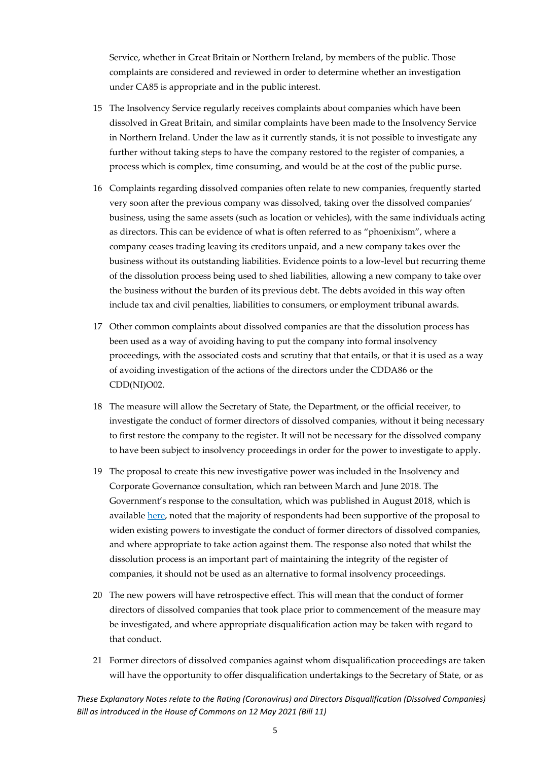Service, whether in Great Britain or Northern Ireland, by members of the public. Those complaints are considered and reviewed in order to determine whether an investigation under CA85 is appropriate and in the public interest.

15 The Insolvency Service regularly receives complaints about companies which have been dissolved in Great Britain, and similar complaints have been made to the Insolvency Service in Northern Ireland. Under the law as it currently stands, it is not possible to investigate any further without taking steps to have the company restored to the register of companies, a process which is complex, time consuming, and would be at the cost of the public purse.

16 Complaints regarding dissolved companies often relate to new companies, frequently started very soon after the previous company was dissolved, taking over the dissolved companies' business, using the same assets (such as location or vehicles), with the same individuals acting as directors. This can be evidence of what is often referred to as "phoenixism", where a company ceases trading leaving its creditors unpaid, and a new company takes over the business without its outstanding liabilities. Evidence points to a low-level but recurring theme of the dissolution process being used to shed liabilities, allowing a new company to take over the business without the burden of its previous debt. The debts avoided in this way often include tax and civil penalties, liabilities to consumers, or employment tribunal awards.

17 Other common complaints about dissolved companies are that the dissolution process has been used as a way of avoiding having to put the company into formal insolvency proceedings, with the associated costs and scrutiny that that entails, or that it is used as a way of avoiding investigation of the actions of the directors under the CDDA86 or the CDD(NI)O02.

18 The measure will allow the Secretary of State, the Department, or the official receiver, to investigate the conduct of former directors of dissolved companies, without it being necessary to first restore the company to the register. It will not be necessary for the dissolved company to have been subject to insolvency proceedings in order for the power to investigate to apply.

19 The proposal to create this new investigative power was included in the Insolvency and Corporate Governance consultation, which ran between March and June 2018. The Government's response to the consultation, which was published in August 2018, which is available here, noted that the majority of respondents had been supportive of the proposal to widen existing powers to investigate the conduct of former directors of dissolved companies, and where appropriate to take action against them. The response also noted that whilst the dissolution process is an important part of maintaining the integrity of the register of companies, it should not be used as an alternative to formal insolvency proceedings.

20 The new powers will have retrospective effect. This will mean that the conduct of former directors of dissolved companies that took place prior to commencement of the measure may be investigated, and where appropriate disqualification action may be taken with regard to that conduct.

21 Former directors of dissolved companies against whom disqualification proceedings are taken will have the opportunity to offer disqualification undertakings to the Secretary of State, or as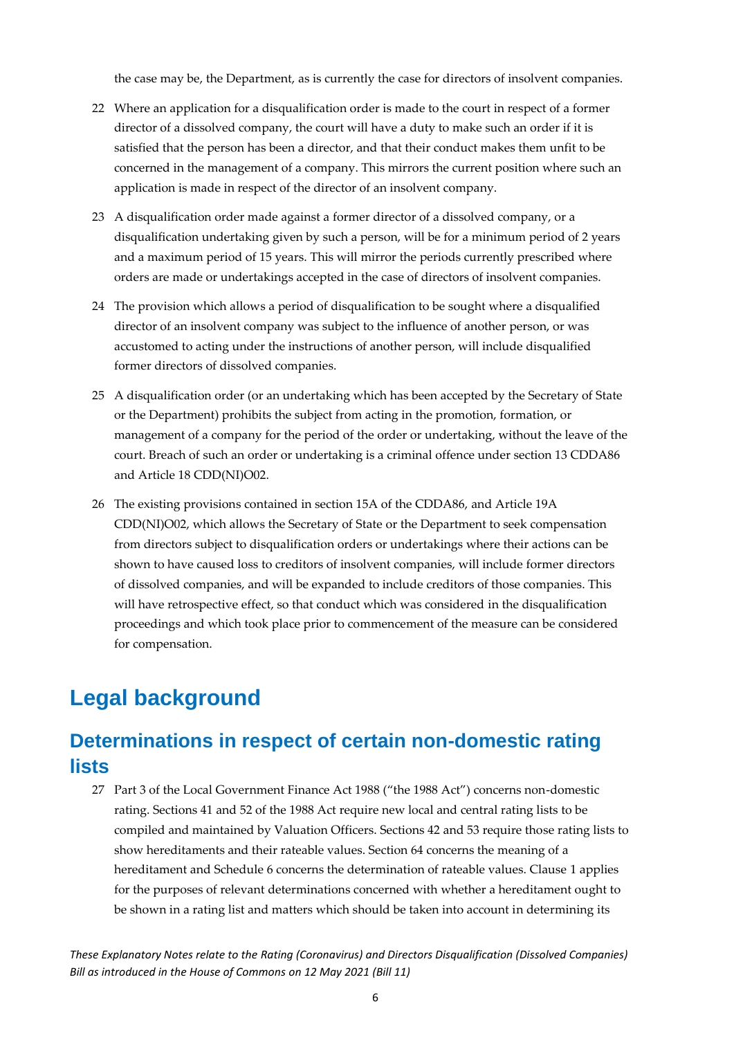the case may be, the Department, as is currently the case for directors of insolvent companies.

22 Where an application for a disqualification order is made to the court in respect of a former director of a dissolved company, the court will have a duty to make such an order if it is satisfied that the person has been a director, and that their conduct makes them unfit to be concerned in the management of a company. This mirrors the current position where such an application is made in respect of the director of an insolvent company.

23 A disqualification order made against a former director of a dissolved company, or a disqualification undertaking given by such a person, will be for a minimum period of 2 years and a maximum period of 15 years. This will mirror the periods currently prescribed where orders are made or undertakings accepted in the case of directors of insolvent companies.

24 The provision which allows a period of disqualification to be sought where a disqualified director of an insolvent company was subject to the influence of another person, or was accustomed to acting under the instructions of another person, will include disqualified former directors of dissolved companies.

25 A disqualification order (or an undertaking which has been accepted by the Secretary of State or the Department) prohibits the subject from acting in the promotion, formation, or management of a company for the period of the order or undertaking, without the leave of the court. Breach of such an order or undertaking is a criminal offence under section 13 CDDA86 and Article 18 CDD(NI)O02.

26 The existing provisions contained in section 15A of the CDDA86, and Article 19A CDD(NI)O02, which allows the Secretary of State or the Department to seek compensation from directors subject to disqualification orders or undertakings where their actions can be shown to have caused loss to creditors of insolvent companies, will include former directors of dissolved companies, and will be expanded to include creditors of those companies. This will have retrospective effect, so that conduct which was considered in the disqualification proceedings and which took place prior to commencement of the measure can be considered for compensation.

# Legal background

## Determinations in respect of certain non-domestic rating lists

27 Part 3 of the Local Government Finance Act 1988 ("the 1988 Act") concerns non-domestic rating. Sections 41 and 52 of the 1988 Act require new local and central rating lists to be compiled and maintained by Valuation Officers. Sections 42 and 53 require those rating lists to show hereditaments and their rateable values. Section 64 concerns the meaning of a hereditament and Schedule 6 concerns the determination of rateable values. Clause 1 applies for the purposes of relevant determinations concerned with whether a hereditament ought to be shown in a rating list and matters which should be taken into account in determining its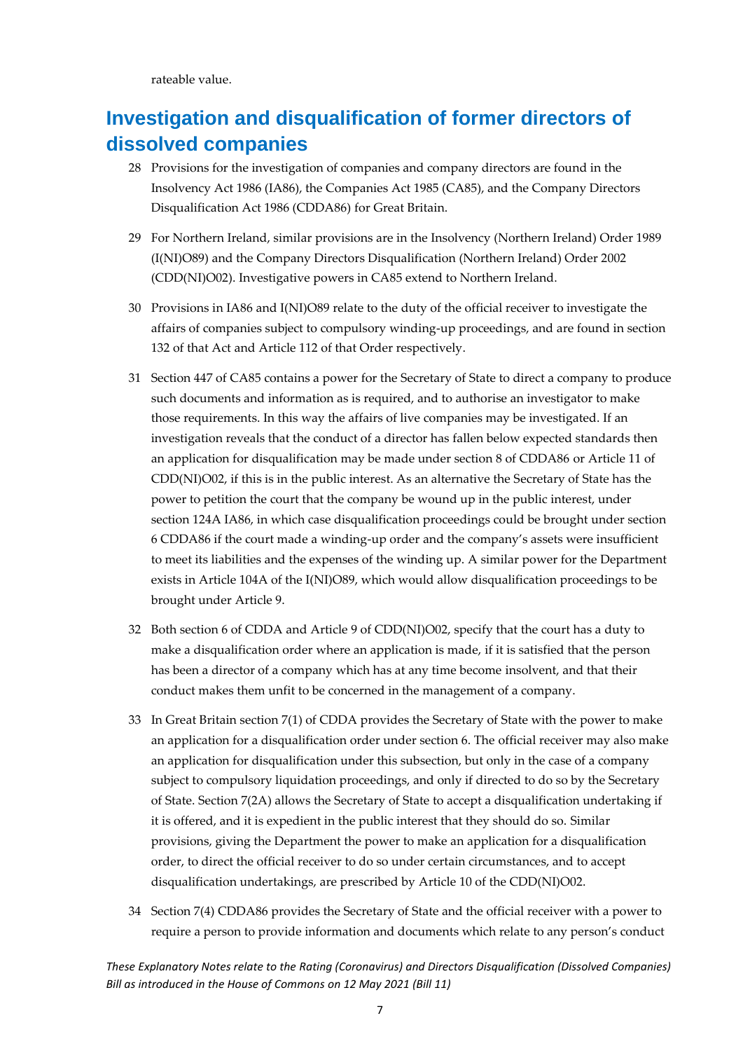rateable value.

## Investigation and disqualification of former directors of dissolved companies

28 Provisions for the investigation of companies and company directors are found in the Insolvency Act 1986 (IA86), the Companies Act 1985 (CA85), and the Company Directors Disqualification Act 1986 (CDDA86) for Great Britain.

29 For Northern Ireland, similar provisions are in the Insolvency (Northern Ireland) Order 1989 (I(NI)O89) and the Company Directors Disqualification (Northern Ireland) Order 2002 (CDD(NI)O02). Investigative powers in CA85 extend to Northern Ireland.

30 Provisions in IA86 and I(NI)O89 relate to the duty of the official receiver to investigate the affairs of companies subject to compulsory winding-up proceedings, and are found in section 132 of that Act and Article 112 of that Order respectively.

31 Section 447 of CA85 contains a power for the Secretary of State to direct a company to produce such documents and information as is required, and to authorise an investigator to make those requirements. In this way the affairs of live companies may be investigated. If an investigation reveals that the conduct of a director has fallen below expected standards then an application for disqualification may be made under section 8 of CDDA86 or Article 11 of CDD(NI)O02, if this is in the public interest. As an alternative the Secretary of State has the power to petition the court that the company be wound up in the public interest, under section 124A IA86, in which case disqualification proceedings could be brought under section 6 CDDA86 if the court made a winding-up order and the company's assets were insufficient to meet its liabilities and the expenses of the winding up. A similar power for the Department exists in Article 104A of the I(NI)O89, which would allow disqualification proceedings to be brought under Article 9.

32 Both section 6 of CDDA and Article 9 of CDD(NI)O02, specify that the court has a duty to make a disqualification order where an application is made, if it is satisfied that the person has been a director of a company which has at any time become insolvent, and that their conduct makes them unfit to be concerned in the management of a company.

33 In Great Britain section 7(1) of CDDA provides the Secretary of State with the power to make an application for a disqualification order under section 6. The official receiver may also make an application for disqualification under this subsection, but only in the case of a company subject to compulsory liquidation proceedings, and only if directed to do so by the Secretary of State. Section 7(2A) allows the Secretary of State to accept a disqualification undertaking if it is offered, and it is expedient in the public interest that they should do so. Similar provisions, giving the Department the power to make an application for a disqualification order, to direct the official receiver to do so under certain circumstances, and to accept disqualification undertakings, are prescribed by Article 10 of the CDD(NI)O02.

34 Section 7(4) CDDA86 provides the Secretary of State and the official receiver with a power to require a person to provide information and documents which relate to any person's conduct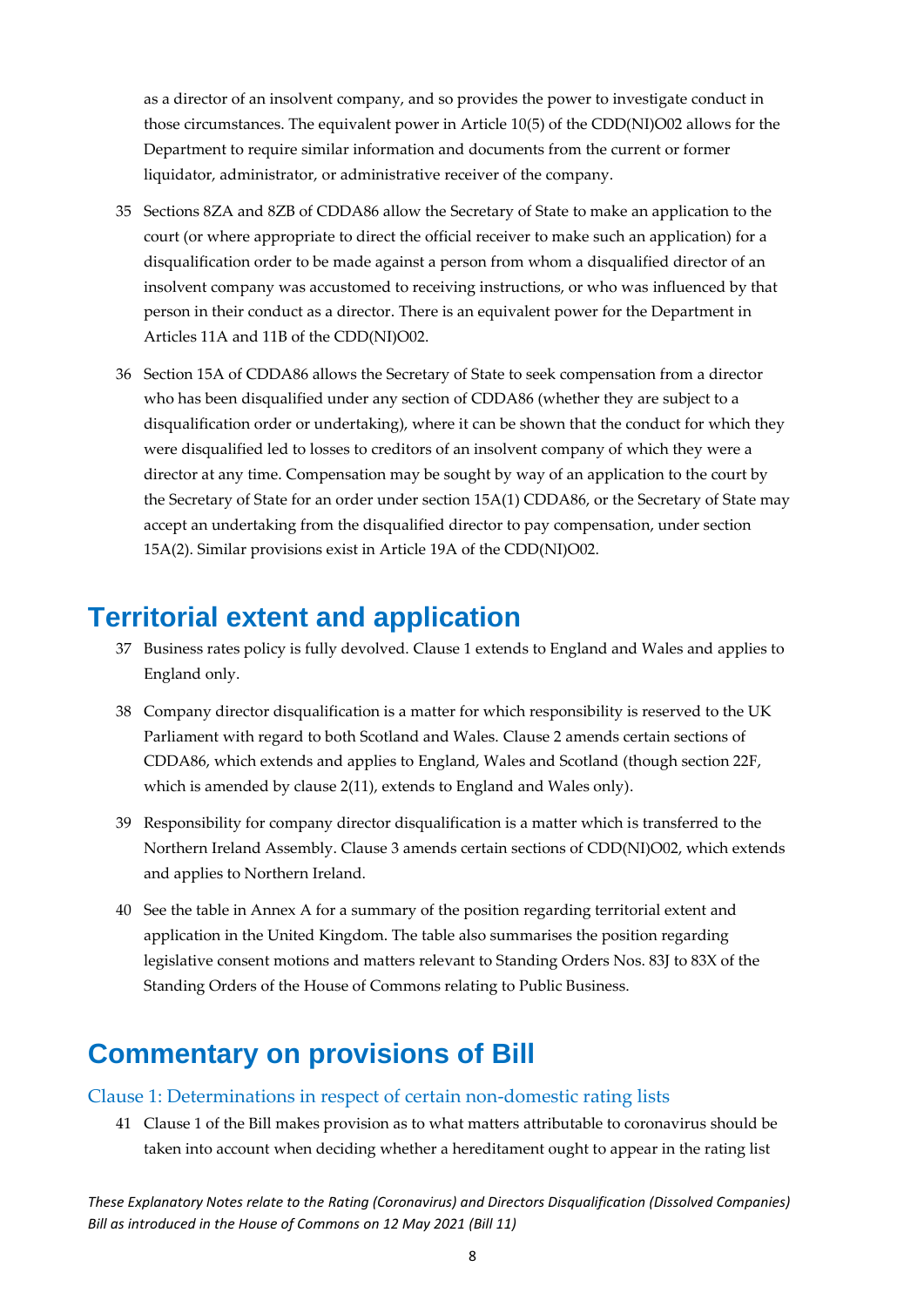as a director of an insolvent company, and so provides the power to investigate conduct in those circumstances. The equivalent power in Article 10(5) of the CDD(NI)O02 allows for the Department to require similar information and documents from the current or former liquidator, administrator, or administrative receiver of the company.

35 Sections 8ZA and 8ZB of CDDA86 allow the Secretary of State to make an application to the court (or where appropriate to direct the official receiver to make such an application) for a disqualification order to be made against a person from whom a disqualified director of an insolvent company was accustomed to receiving instructions, or who was influenced by that person in their conduct as a director. There is an equivalent power for the Department in Articles 11A and 11B of the CDD(NI)O02.

36 Section 15A of CDDA86 allows the Secretary of State to seek compensation from a director who has been disqualified under any section of CDDA86 (whether they are subject to a disqualification order or undertaking), where it can be shown that the conduct for which they were disqualified led to losses to creditors of an insolvent company of which they were a director at any time. Compensation may be sought by way of an application to the court by the Secretary of State for an order under section 15A(1) CDDA86, or the Secretary of State may accept an undertaking from the disqualified director to pay compensation, under section 15A(2). Similar provisions exist in Article 19A of the CDD(NI)O02.

# Territorial extent and application

37 Business rates policy is fully devolved. Clause 1 extends to England and Wales and applies to England only.

38 Company director disqualification is a matter for which responsibility is reserved to the UK Parliament with regard to both Scotland and Wales. Clause 2 amends certain sections of CDDA86, which extends and applies to England, Wales and Scotland (though section 22F, which is amended by clause 2(11), extends to England and Wales only).

39 Responsibility for company director disqualification is a matter which is transferred to the Northern Ireland Assembly. Clause 3 amends certain sections of CDD(NI)O02, which extends and applies to Northern Ireland.

40 See the table in Annex A for a summary of the position regarding territorial extent and application in the United Kingdom. The table also summarises the position regarding legislative consent motions and matters relevant to Standing Orders Nos. 83J to 83X of the Standing Orders of the House of Commons relating to Public Business.

# Commentary on provisions of Bill

## Clause 1: Determinations in respect of certain non-domestic rating lists

41 Clause 1 of the Bill makes provision as to what matters attributable to coronavirus should be taken into account when deciding whether a hereditament ought to appear in the rating list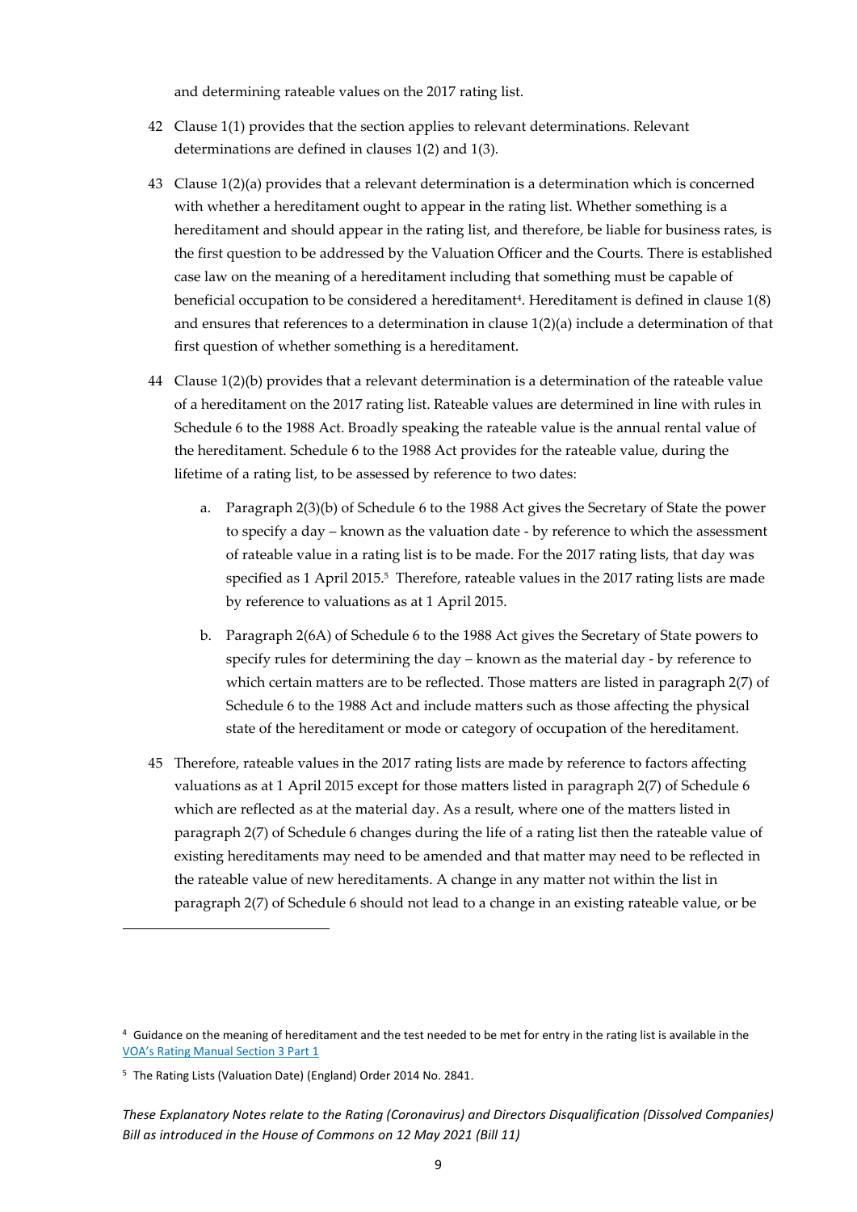and determining rateable values on the 2017 rating list.

42 Clause 1(1) provides that the section applies to relevant determinations. Relevant determinations are defined in clauses 1(2) and 1(3).

43 Clause 1(2)(a) provides that a relevant determination is a determination which is concerned with whether a hereditament ought to appear in the rating list. Whether something is a hereditament and should appear in the rating list, and therefore, be liable for business rates, is the first question to be addressed by the Valuation Officer and the Courts. There is established case law on the meaning of a hereditament including that something must be capable of beneficial occupation to be considered a hereditament[4]. Hereditament is defined in clause 1(8) and ensures that references to a determination in clause 1(2)(a) include a determination of that first question of whether something is a hereditament.

44 Clause 1(2)(b) provides that a relevant determination is a determination of the rateable value of a hereditament on the 2017 rating list. Rateable values are determined in line with rules in Schedule 6 to the 1988 Act. Broadly speaking the rateable value is the annual rental value of the hereditament. Schedule 6 to the 1988 Act provides for the rateable value, during the lifetime of a rating list, to be assessed by reference to two dates:

   a. Paragraph 2(3)(b) of Schedule 6 to the 1988 Act gives the Secretary of State the power to specify a day – known as the valuation date - by reference to which the assessment of rateable value in a rating list is to be made. For the 2017 rating lists, that day was specified as 1 April 2015.[5] Therefore, rateable values in the 2017 rating lists are made by reference to valuations as at 1 April 2015.

   b. Paragraph 2(6A) of Schedule 6 to the 1988 Act gives the Secretary of State powers to specify rules for determining the day – known as the material day - by reference to which certain matters are to be reflected. Those matters are listed in paragraph 2(7) of Schedule 6 to the 1988 Act and include matters such as those affecting the physical state of the hereditament or mode or category of occupation of the hereditament.

45 Therefore, rateable values in the 2017 rating lists are made by reference to factors affecting valuations as at 1 April 2015 except for those matters listed in paragraph 2(7) of Schedule 6 which are reflected as at the material day. As a result, where one of the matters listed in paragraph 2(7) of Schedule 6 changes during the life of a rating list then the rateable value of existing hereditaments may need to be amended and that matter may need to be reflected in the rateable value of new hereditaments. A change in any matter not within the list in paragraph 2(7) of Schedule 6 should not lead to a change in an existing rateable value, or be

---

[4] Guidance on the meaning of hereditament and the test needed to be met for entry in the rating list is available in the VOA's Rating Manual Section 3 Part 1

[5] The Rating Lists (Valuation Date) (England) Order 2014 No. 2841.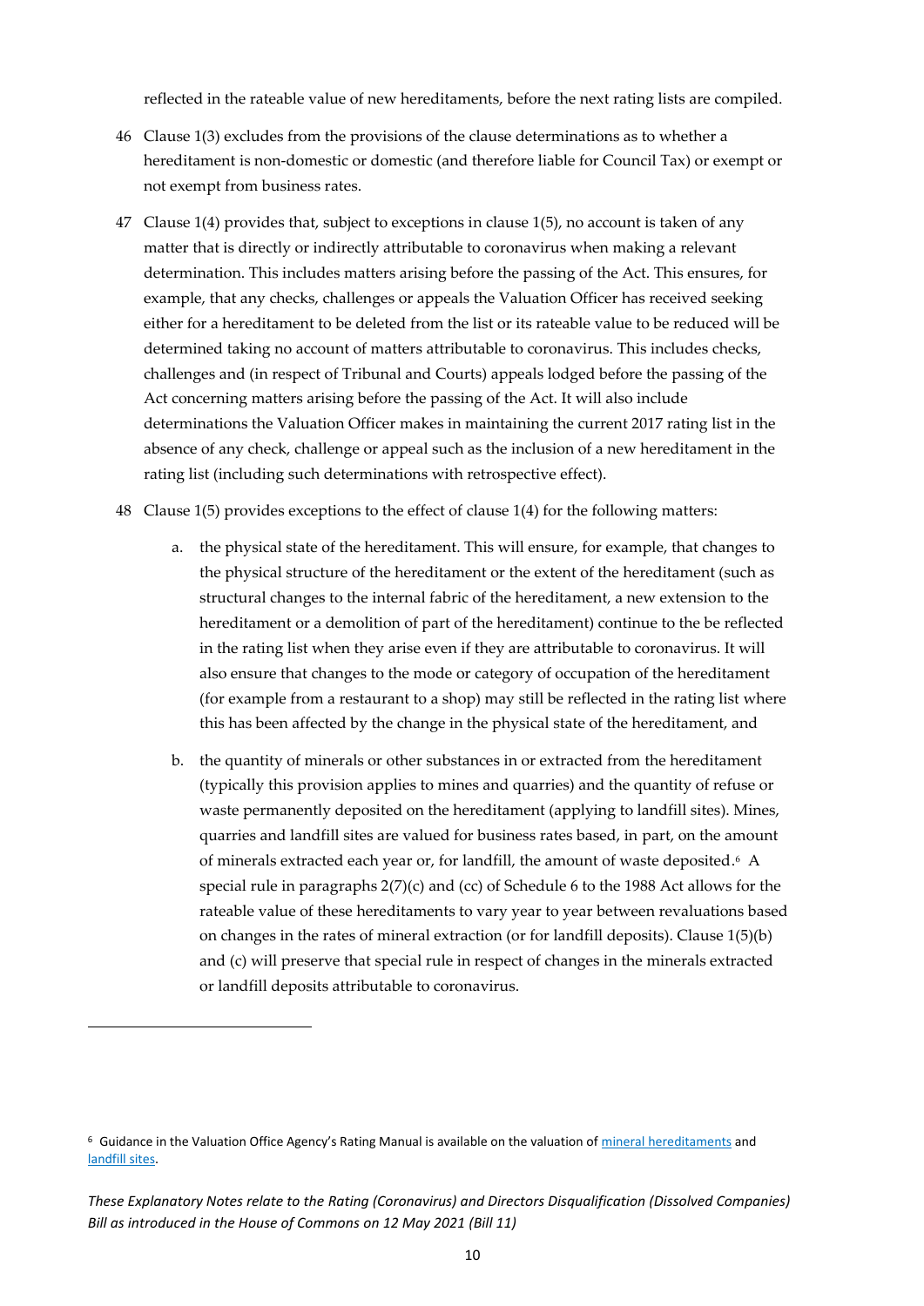reflected in the rateable value of new hereditaments, before the next rating lists are compiled.

46 Clause 1(3) excludes from the provisions of the clause determinations as to whether a hereditament is non-domestic or domestic (and therefore liable for Council Tax) or exempt or not exempt from business rates.

47 Clause 1(4) provides that, subject to exceptions in clause 1(5), no account is taken of any matter that is directly or indirectly attributable to coronavirus when making a relevant determination. This includes matters arising before the passing of the Act. This ensures, for example, that any checks, challenges or appeals the Valuation Officer has received seeking either for a hereditament to be deleted from the list or its rateable value to be reduced will be determined taking no account of matters attributable to coronavirus. This includes checks, challenges and (in respect of Tribunal and Courts) appeals lodged before the passing of the Act concerning matters arising before the passing of the Act. It will also include determinations the Valuation Officer makes in maintaining the current 2017 rating list in the absence of any check, challenge or appeal such as the inclusion of a new hereditament in the rating list (including such determinations with retrospective effect).

48 Clause 1(5) provides exceptions to the effect of clause 1(4) for the following matters:

a. the physical state of the hereditament. This will ensure, for example, that changes to the physical structure of the hereditament or the extent of the hereditament (such as structural changes to the internal fabric of the hereditament, a new extension to the hereditament or a demolition of part of the hereditament) continue to the be reflected in the rating list when they arise even if they are attributable to coronavirus. It will also ensure that changes to the mode or category of occupation of the hereditament (for example from a restaurant to a shop) may still be reflected in the rating list where this has been affected by the change in the physical state of the hereditament, and

b. the quantity of minerals or other substances in or extracted from the hereditament (typically this provision applies to mines and quarries) and the quantity of refuse or waste permanently deposited on the hereditament (applying to landfill sites). Mines, quarries and landfill sites are valued for business rates based, in part, on the amount of minerals extracted each year or, for landfill, the amount of waste deposited.[6] A special rule in paragraphs 2(7)(c) and (cc) of Schedule 6 to the 1988 Act allows for the rateable value of these hereditaments to vary year to year between revaluations based on changes in the rates of mineral extraction (or for landfill deposits). Clause 1(5)(b) and (c) will preserve that special rule in respect of changes in the minerals extracted or landfill deposits attributable to coronavirus.

---

[6] Guidance in the Valuation Office Agency's Rating Manual is available on the valuation of mineral hereditaments and landfill sites.

*These Explanatory Notes relate to the Rating (Coronavirus) and Directors Disqualification (Dissolved Companies) Bill as introduced in the House of Commons on 12 May 2021 (Bill 11)*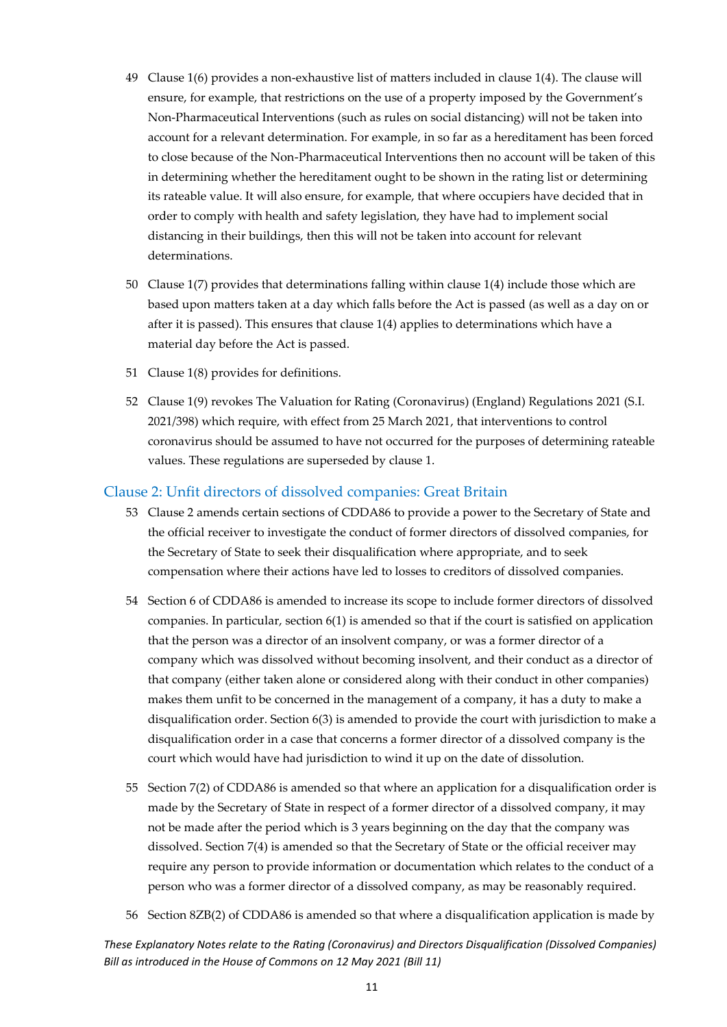49 Clause 1(6) provides a non-exhaustive list of matters included in clause 1(4). The clause will ensure, for example, that restrictions on the use of a property imposed by the Government's Non-Pharmaceutical Interventions (such as rules on social distancing) will not be taken into account for a relevant determination. For example, in so far as a hereditament has been forced to close because of the Non-Pharmaceutical Interventions then no account will be taken of this in determining whether the hereditament ought to be shown in the rating list or determining its rateable value. It will also ensure, for example, that where occupiers have decided that in order to comply with health and safety legislation, they have had to implement social distancing in their buildings, then this will not be taken into account for relevant determinations.

50 Clause 1(7) provides that determinations falling within clause 1(4) include those which are based upon matters taken at a day which falls before the Act is passed (as well as a day on or after it is passed). This ensures that clause 1(4) applies to determinations which have a material day before the Act is passed.

51 Clause 1(8) provides for definitions.

52 Clause 1(9) revokes The Valuation for Rating (Coronavirus) (England) Regulations 2021 (S.I. 2021/398) which require, with effect from 25 March 2021, that interventions to control coronavirus should be assumed to have not occurred for the purposes of determining rateable values. These regulations are superseded by clause 1.

## Clause 2: Unfit directors of dissolved companies: Great Britain

53 Clause 2 amends certain sections of CDDA86 to provide a power to the Secretary of State and the official receiver to investigate the conduct of former directors of dissolved companies, for the Secretary of State to seek their disqualification where appropriate, and to seek compensation where their actions have led to losses to creditors of dissolved companies.

54 Section 6 of CDDA86 is amended to increase its scope to include former directors of dissolved companies. In particular, section 6(1) is amended so that if the court is satisfied on application that the person was a director of an insolvent company, or was a former director of a company which was dissolved without becoming insolvent, and their conduct as a director of that company (either taken alone or considered along with their conduct in other companies) makes them unfit to be concerned in the management of a company, it has a duty to make a disqualification order. Section 6(3) is amended to provide the court with jurisdiction to make a disqualification order in a case that concerns a former director of a dissolved company is the court which would have had jurisdiction to wind it up on the date of dissolution.

55 Section 7(2) of CDDA86 is amended so that where an application for a disqualification order is made by the Secretary of State in respect of a former director of a dissolved company, it may not be made after the period which is 3 years beginning on the day that the company was dissolved. Section 7(4) is amended so that the Secretary of State or the official receiver may require any person to provide information or documentation which relates to the conduct of a person who was a former director of a dissolved company, as may be reasonably required.

56 Section 8ZB(2) of CDDA86 is amended so that where a disqualification application is made by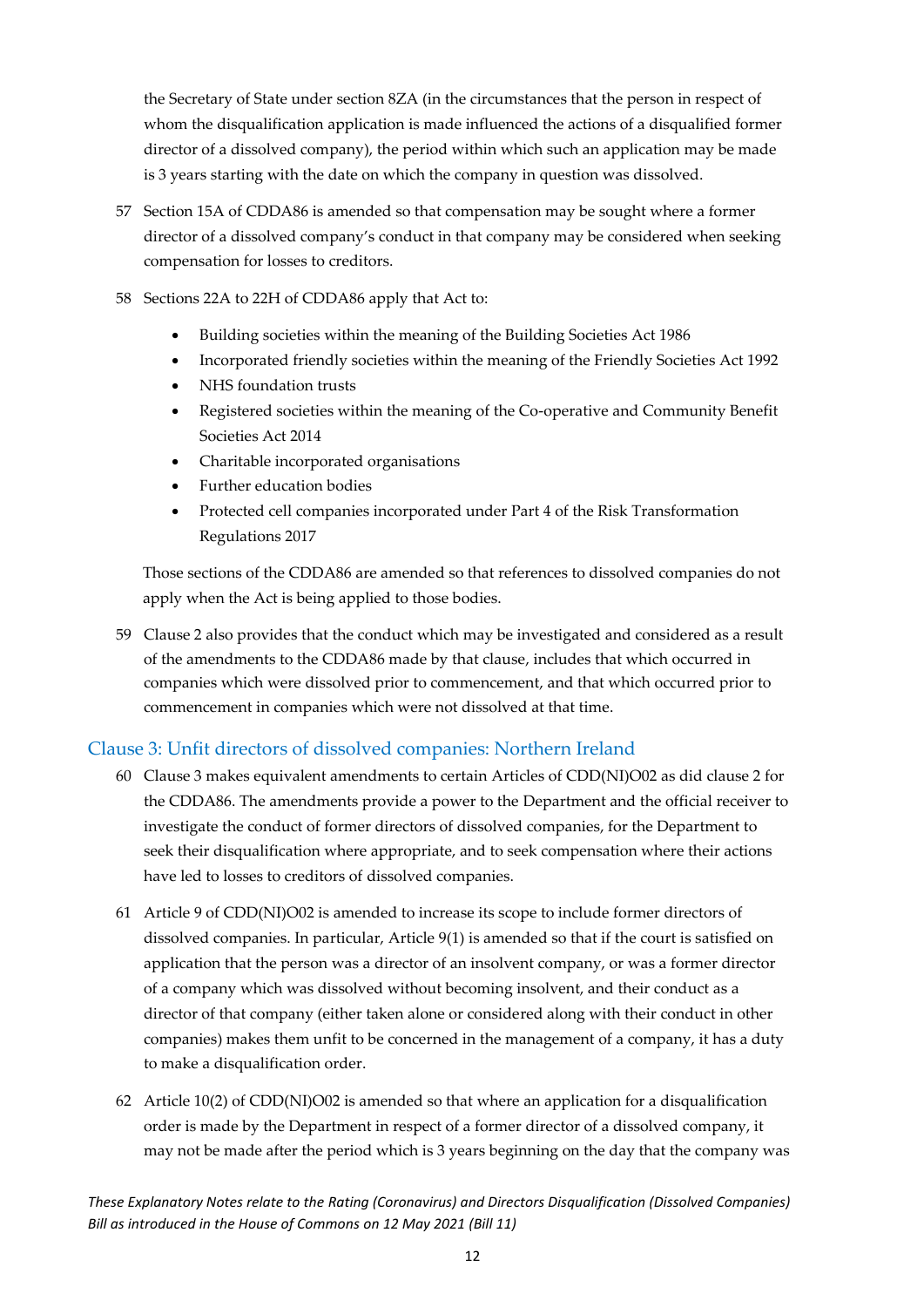the Secretary of State under section 8ZA (in the circumstances that the person in respect of whom the disqualification application is made influenced the actions of a disqualified former director of a dissolved company), the period within which such an application may be made is 3 years starting with the date on which the company in question was dissolved.

57 Section 15A of CDDA86 is amended so that compensation may be sought where a former director of a dissolved company's conduct in that company may be considered when seeking compensation for losses to creditors.

58 Sections 22A to 22H of CDDA86 apply that Act to:

- Building societies within the meaning of the Building Societies Act 1986
- Incorporated friendly societies within the meaning of the Friendly Societies Act 1992
- NHS foundation trusts
- Registered societies within the meaning of the Co-operative and Community Benefit Societies Act 2014
- Charitable incorporated organisations
- Further education bodies
- Protected cell companies incorporated under Part 4 of the Risk Transformation Regulations 2017

Those sections of the CDDA86 are amended so that references to dissolved companies do not apply when the Act is being applied to those bodies.

59 Clause 2 also provides that the conduct which may be investigated and considered as a result of the amendments to the CDDA86 made by that clause, includes that which occurred in companies which were dissolved prior to commencement, and that which occurred prior to commencement in companies which were not dissolved at that time.

## Clause 3: Unfit directors of dissolved companies: Northern Ireland

60 Clause 3 makes equivalent amendments to certain Articles of CDD(NI)O02 as did clause 2 for the CDDA86. The amendments provide a power to the Department and the official receiver to investigate the conduct of former directors of dissolved companies, for the Department to seek their disqualification where appropriate, and to seek compensation where their actions have led to losses to creditors of dissolved companies.

61 Article 9 of CDD(NI)O02 is amended to increase its scope to include former directors of dissolved companies. In particular, Article 9(1) is amended so that if the court is satisfied on application that the person was a director of an insolvent company, or was a former director of a company which was dissolved without becoming insolvent, and their conduct as a director of that company (either taken alone or considered along with their conduct in other companies) makes them unfit to be concerned in the management of a company, it has a duty to make a disqualification order.

62 Article 10(2) of CDD(NI)O02 is amended so that where an application for a disqualification order is made by the Department in respect of a former director of a dissolved company, it may not be made after the period which is 3 years beginning on the day that the company was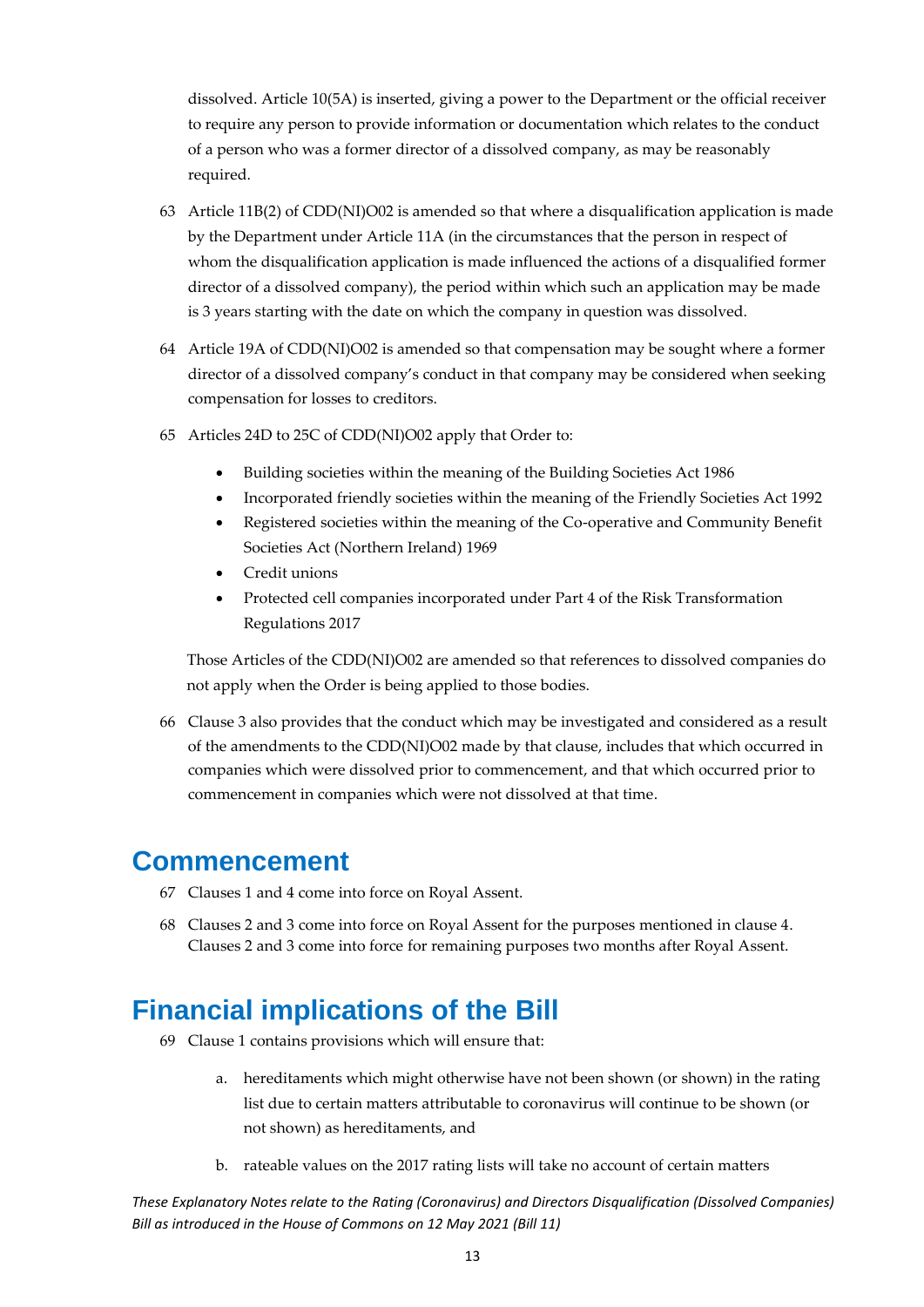dissolved. Article 10(5A) is inserted, giving a power to the Department or the official receiver to require any person to provide information or documentation which relates to the conduct of a person who was a former director of a dissolved company, as may be reasonably required.

63 Article 11B(2) of CDD(NI)O02 is amended so that where a disqualification application is made by the Department under Article 11A (in the circumstances that the person in respect of whom the disqualification application is made influenced the actions of a disqualified former director of a dissolved company), the period within which such an application may be made is 3 years starting with the date on which the company in question was dissolved.

64 Article 19A of CDD(NI)O02 is amended so that compensation may be sought where a former director of a dissolved company's conduct in that company may be considered when seeking compensation for losses to creditors.

65 Articles 24D to 25C of CDD(NI)O02 apply that Order to:

- Building societies within the meaning of the Building Societies Act 1986
- Incorporated friendly societies within the meaning of the Friendly Societies Act 1992
- Registered societies within the meaning of the Co-operative and Community Benefit Societies Act (Northern Ireland) 1969
- Credit unions
- Protected cell companies incorporated under Part 4 of the Risk Transformation Regulations 2017

Those Articles of the CDD(NI)O02 are amended so that references to dissolved companies do not apply when the Order is being applied to those bodies.

66 Clause 3 also provides that the conduct which may be investigated and considered as a result of the amendments to the CDD(NI)O02 made by that clause, includes that which occurred in companies which were dissolved prior to commencement, and that which occurred prior to commencement in companies which were not dissolved at that time.

# Commencement

67 Clauses 1 and 4 come into force on Royal Assent.

68 Clauses 2 and 3 come into force on Royal Assent for the purposes mentioned in clause 4. Clauses 2 and 3 come into force for remaining purposes two months after Royal Assent.

# Financial implications of the Bill

69 Clause 1 contains provisions which will ensure that:

a. hereditaments which might otherwise have not been shown (or shown) in the rating list due to certain matters attributable to coronavirus will continue to be shown (or not shown) as hereditaments, and

b. rateable values on the 2017 rating lists will take no account of certain matters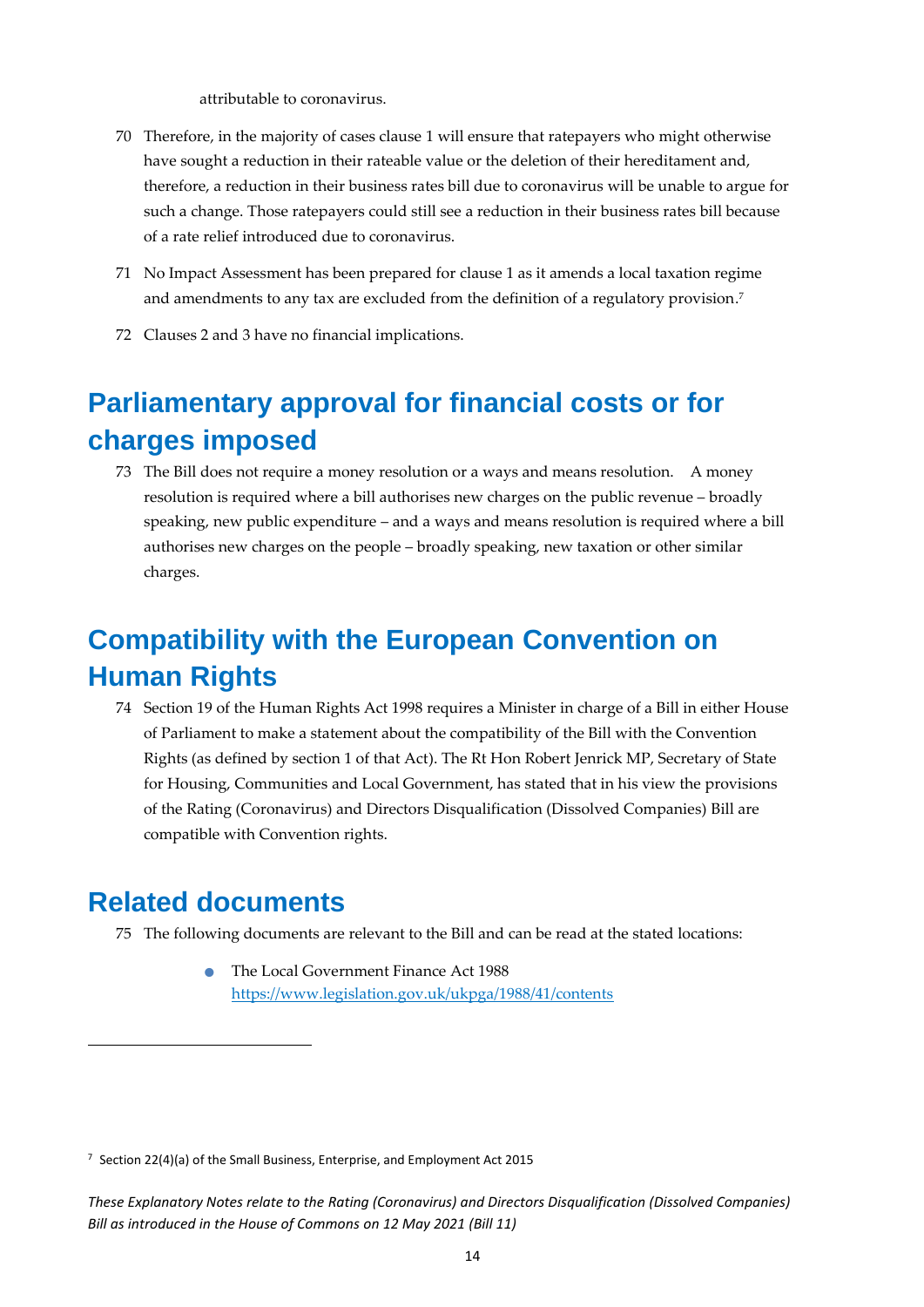attributable to coronavirus.

70 Therefore, in the majority of cases clause 1 will ensure that ratepayers who might otherwise have sought a reduction in their rateable value or the deletion of their hereditament and, therefore, a reduction in their business rates bill due to coronavirus will be unable to argue for such a change. Those ratepayers could still see a reduction in their business rates bill because of a rate relief introduced due to coronavirus.

71 No Impact Assessment has been prepared for clause 1 as it amends a local taxation regime and amendments to any tax are excluded from the definition of a regulatory provision.[7]

72 Clauses 2 and 3 have no financial implications.

# Parliamentary approval for financial costs or for charges imposed

73 The Bill does not require a money resolution or a ways and means resolution. A money resolution is required where a bill authorises new charges on the public revenue – broadly speaking, new public expenditure – and a ways and means resolution is required where a bill authorises new charges on the people – broadly speaking, new taxation or other similar charges.

# Compatibility with the European Convention on Human Rights

74 Section 19 of the Human Rights Act 1998 requires a Minister in charge of a Bill in either House of Parliament to make a statement about the compatibility of the Bill with the Convention Rights (as defined by section 1 of that Act). The Rt Hon Robert Jenrick MP, Secretary of State for Housing, Communities and Local Government, has stated that in his view the provisions of the Rating (Coronavirus) and Directors Disqualification (Dissolved Companies) Bill are compatible with Convention rights.

# Related documents

75 The following documents are relevant to the Bill and can be read at the stated locations:

- The Local Government Finance Act 1988
  https://www.legislation.gov.uk/ukpga/1988/41/contents

---

[7] Section 22(4)(a) of the Small Business, Enterprise, and Employment Act 2015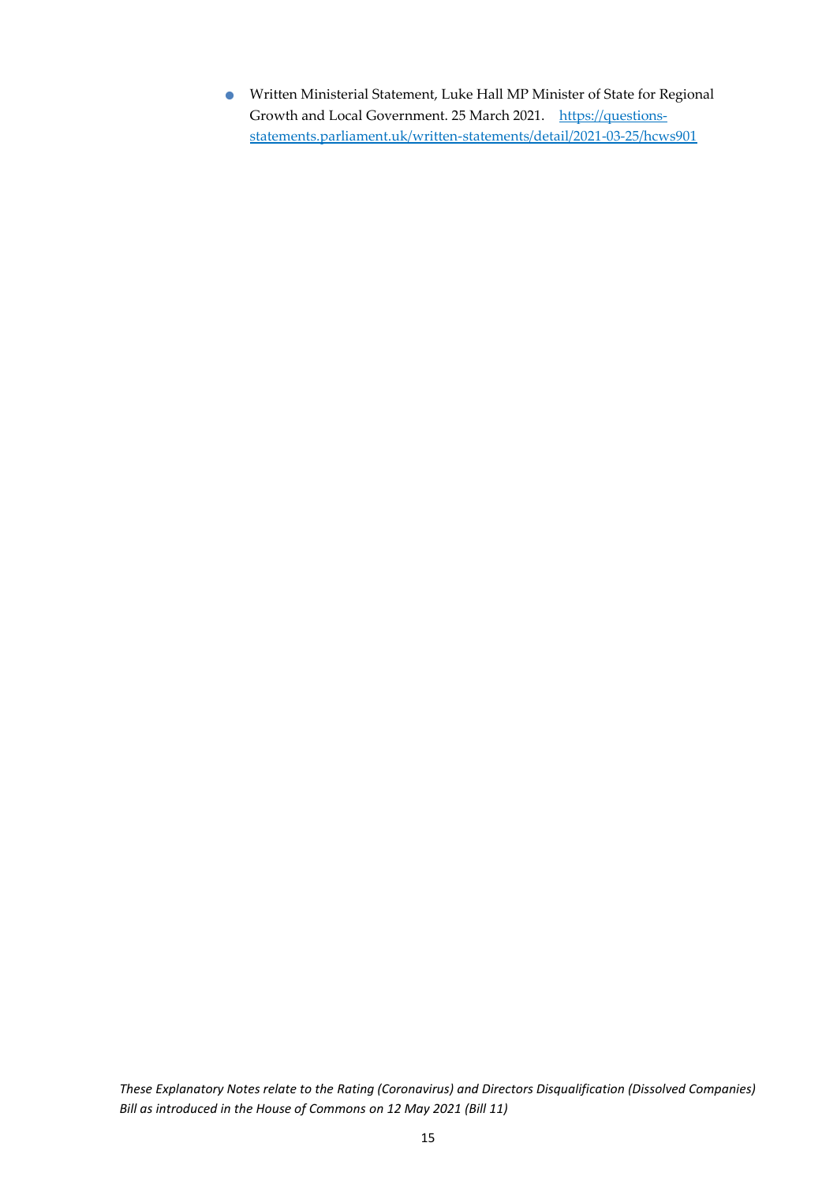- Written Ministerial Statement, Luke Hall MP Minister of State for Regional Growth and Local Government. 25 March 2021. [https://questions-statements.parliament.uk/written-statements/detail/2021-03-25/hcws901](https://questions-statements.parliament.uk/written-statements/detail/2021-03-25/hcws901)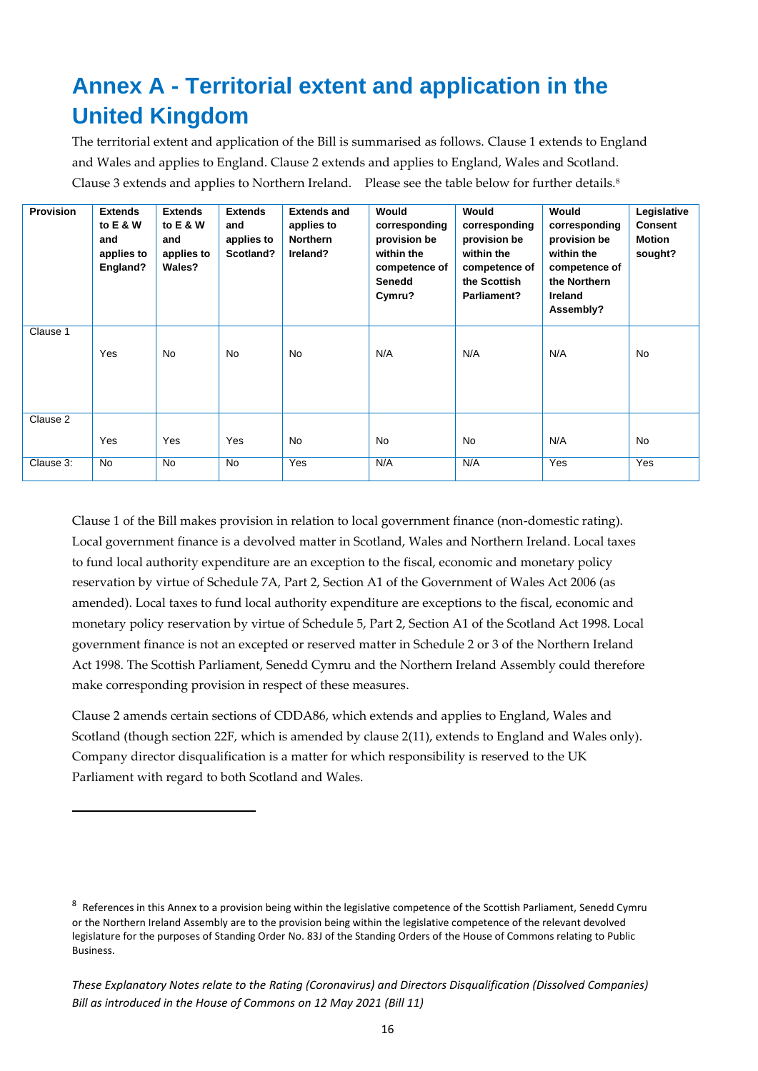# Annex A - Territorial extent and application in the United Kingdom

The territorial extent and application of the Bill is summarised as follows. Clause 1 extends to England and Wales and applies to England. Clause 2 extends and applies to England, Wales and Scotland. Clause 3 extends and applies to Northern Ireland. Please see the table below for further details.[8]

| Provision | Extends to E & W and applies to England? | Extends to E & W and applies to Wales? | Extends and applies to Scotland? | Extends and applies to Northern Ireland? | Would corresponding provision be within the competence of Senedd Cymru? | Would corresponding provision be within the competence of the Scottish Parliament? | Would corresponding provision be within the competence of the Northern Ireland Assembly? | Legislative Consent Motion sought? |
|---|---|---|---|---|---|---|---|---|
| Clause 1 | Yes | No | No | No | N/A | N/A | N/A | No |
| Clause 2 | Yes | Yes | Yes | No | No | No | N/A | No |
| Clause 3: | No | No | No | Yes | N/A | N/A | Yes | Yes |

Clause 1 of the Bill makes provision in relation to local government finance (non-domestic rating). Local government finance is a devolved matter in Scotland, Wales and Northern Ireland. Local taxes to fund local authority expenditure are an exception to the fiscal, economic and monetary policy reservation by virtue of Schedule 7A, Part 2, Section A1 of the Government of Wales Act 2006 (as amended). Local taxes to fund local authority expenditure are exceptions to the fiscal, economic and monetary policy reservation by virtue of Schedule 5, Part 2, Section A1 of the Scotland Act 1998. Local government finance is not an excepted or reserved matter in Schedule 2 or 3 of the Northern Ireland Act 1998. The Scottish Parliament, Senedd Cymru and the Northern Ireland Assembly could therefore make corresponding provision in respect of these measures.

Clause 2 amends certain sections of CDDA86, which extends and applies to England, Wales and Scotland (though section 22F, which is amended by clause 2(11), extends to England and Wales only). Company director disqualification is a matter for which responsibility is reserved to the UK Parliament with regard to both Scotland and Wales.

---

[8] References in this Annex to a provision being within the legislative competence of the Scottish Parliament, Senedd Cymru or the Northern Ireland Assembly are to the provision being within the legislative competence of the relevant devolved legislature for the purposes of Standing Order No. 83J of the Standing Orders of the House of Commons relating to Public Business.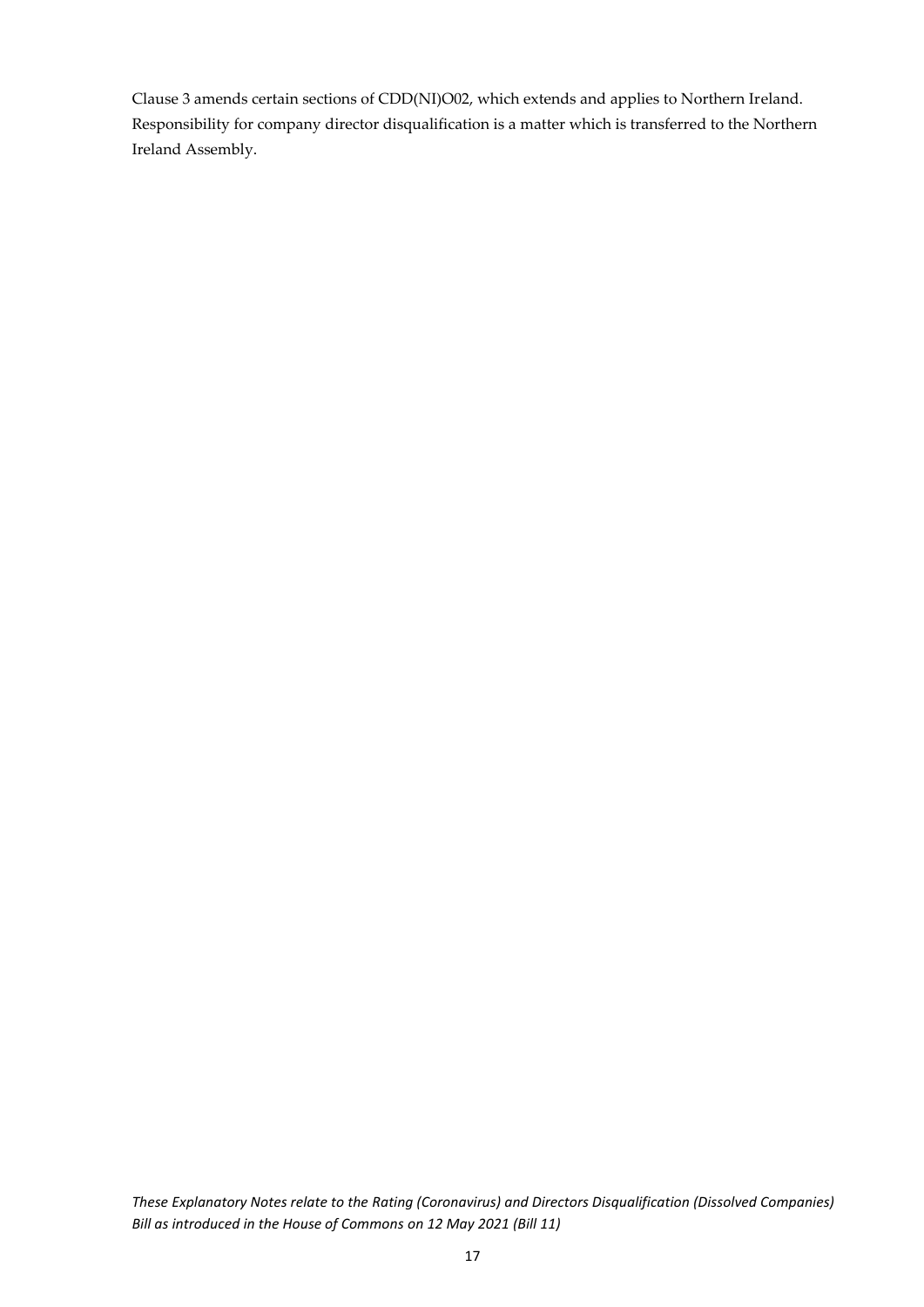Clause 3 amends certain sections of CDD(NI)O02, which extends and applies to Northern Ireland. Responsibility for company director disqualification is a matter which is transferred to the Northern Ireland Assembly.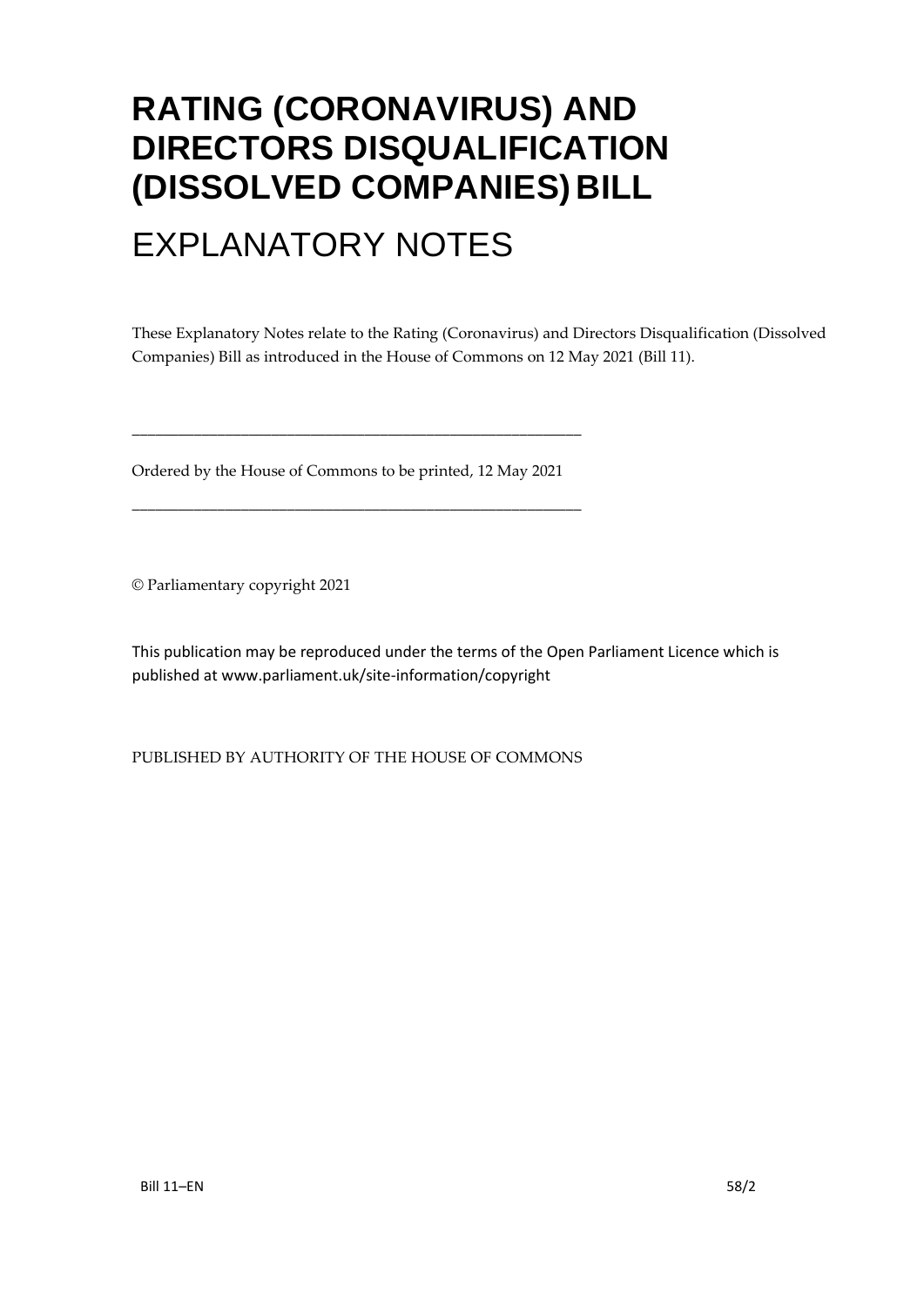# RATING (CORONAVIRUS) AND DIRECTORS DISQUALIFICATION (DISSOLVED COMPANIES) BILL

# EXPLANATORY NOTES

These Explanatory Notes relate to the Rating (Coronavirus) and Directors Disqualification (Dissolved Companies) Bill as introduced in the House of Commons on 12 May 2021 (Bill 11).

---

Ordered by the House of Commons to be printed, 12 May 2021

---

© Parliamentary copyright 2021

This publication may be reproduced under the terms of the Open Parliament Licence which is published at www.parliament.uk/site-information/copyright

PUBLISHED BY AUTHORITY OF THE HOUSE OF COMMONS

Bill 11–EN 58/2